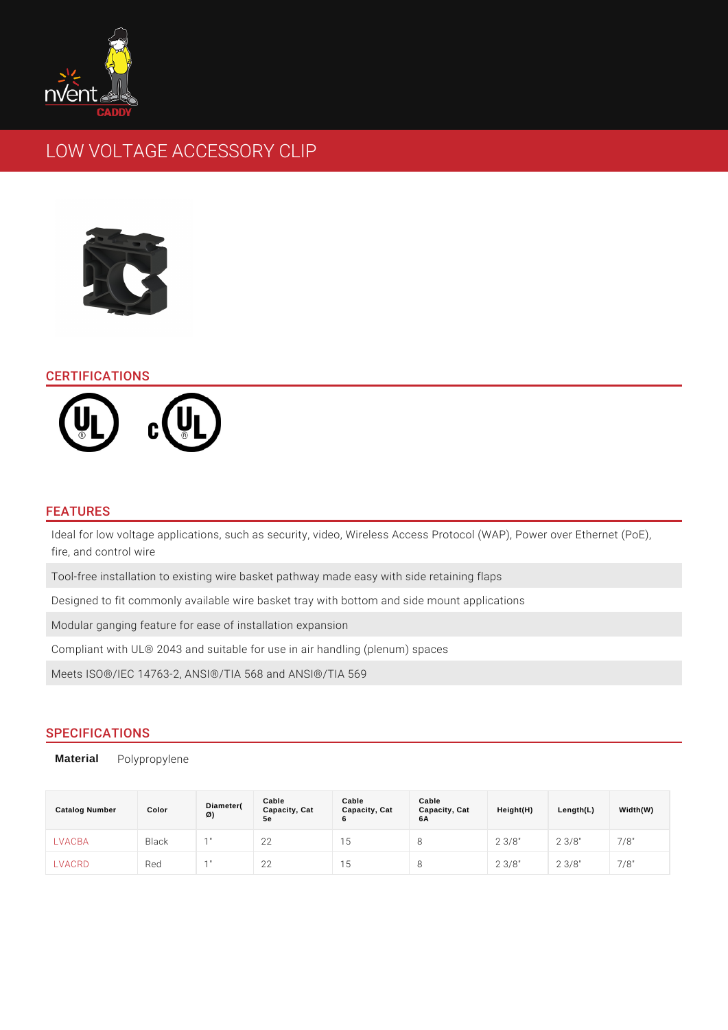# LOW VOLTAGE ACCESSORY CLIP

## CERTIFICATIONS

## FEATURES

- Ideal for low voltage applications, such as security, video, Wireless Access Protocol (WAP), Power over Ethernet (PoE), fire, and control wire
- Tool-free installation to existing wire basket pathway made easy with side retaining flaps
- Designed to fit commonly available wire basket tray with bottom and side mount applications
- Modular ganging feature for ease of installation expansion
- Compliant with UL® 2043 and suitable for use in air handling (plenum) spaces
- Meets ISO®/IEC 14763-2, ANSI®/TIA 568 and ANSI®/TIA 569

## SPECIFICATIONS

**Material** Polypropylene

| Catalog Number | Color | Diameter(Ø) | Cable Capacity, Cat 5e | Cable Capacity, Cat 6 | Cable Capacity, Cat 6A | Height(H) | Length(L) | Width(W) |
|---|---|---|---|---|---|---|---|---|
| LVACBA | Black | 1" | 22 | 15 | 8 | 2 3/8" | 2 3/8" | 7/8" |
| LVACRD | Red | 1" | 22 | 15 | 8 | 2 3/8" | 2 3/8" | 7/8" |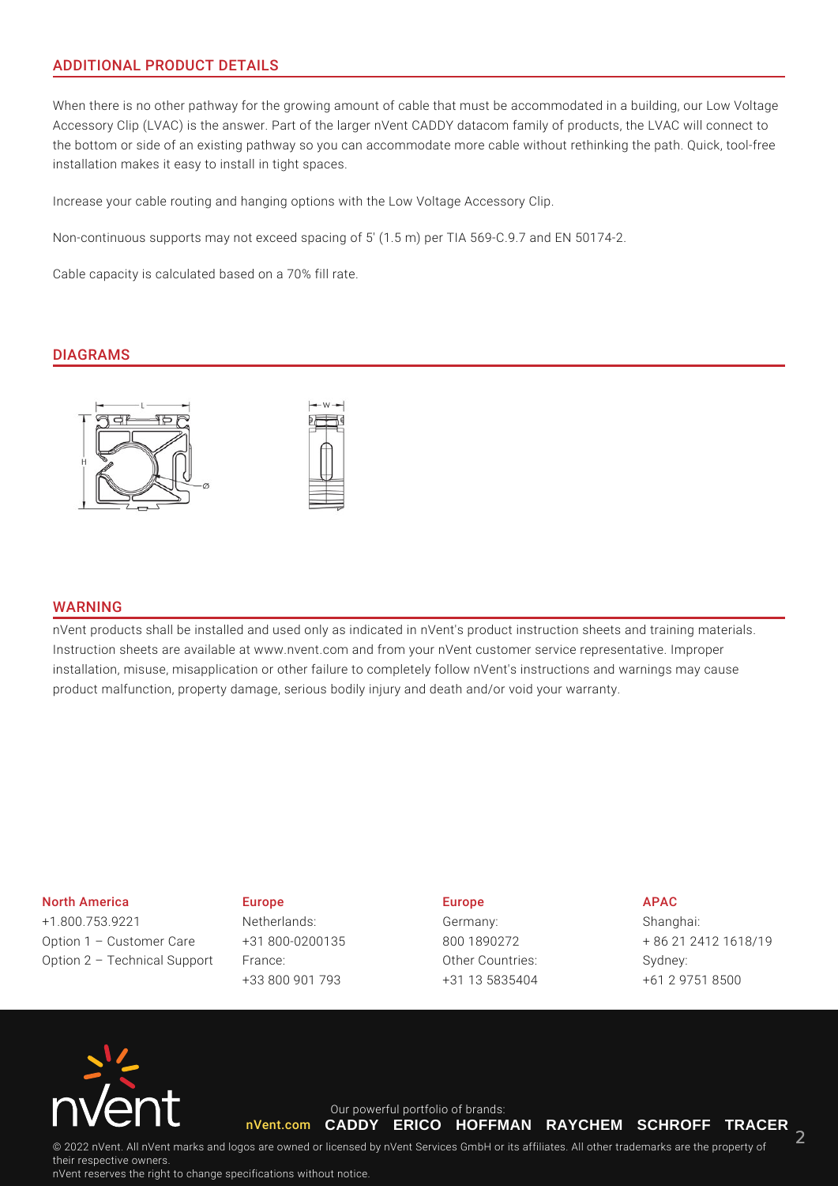## ADDITIONAL PRODUCT DETAILS

When there is no other pathway for the growing amount of cable that must be accommodated in a building, our Low Voltage Accessory Clip (LVAC) is the answer. Part of the larger nVent CADDY datacom family of products, the LVAC will connect to the bottom or side of an existing pathway so you can accommodate more cable without rethinking the path. Quick, tool-free installation makes it easy to install in tight spaces.

Increase your cable routing and hanging options with the Low Voltage Accessory Clip.

Non-continuous supports may not exceed spacing of 5' (1.5 m) per TIA 569-C.9.7 and EN 50174-2.

Cable capacity is calculated based on a 70% fill rate.

## DIAGRAMS

L

H

Ø

W

## WARNING

nVent products shall be installed and used only as indicated in nVent's product instruction sheets and training materials. Instruction sheets are available at www.nvent.com and from your nVent customer service representative. Improper installation, misuse, misapplication or other failure to completely follow nVent's instructions and warnings may cause product malfunction, property damage, serious bodily injury and death and/or void your warranty.

**North America**
+1.800.753.9221
Option 1 – Customer Care
Option 2 – Technical Support

**Europe**
Netherlands:
+31 800-0200135
France:
+33 800 901 793

**Europe**
Germany:
800 1890272
Other Countries:
+31 13 5835404

**APAC**
Shanghai:
+ 86 21 2412 1618/19
Sydney:
+61 2 9751 8500

nVent

Our powerful portfolio of brands:
nVent.com CADDY ERICO HOFFMAN RAYCHEM SCHROFF TRACER

© 2022 nVent. All nVent marks and logos are owned or licensed by nVent Services GmbH or its affiliates. All other trademarks are the property of their respective owners.
nVent reserves the right to change specifications without notice.